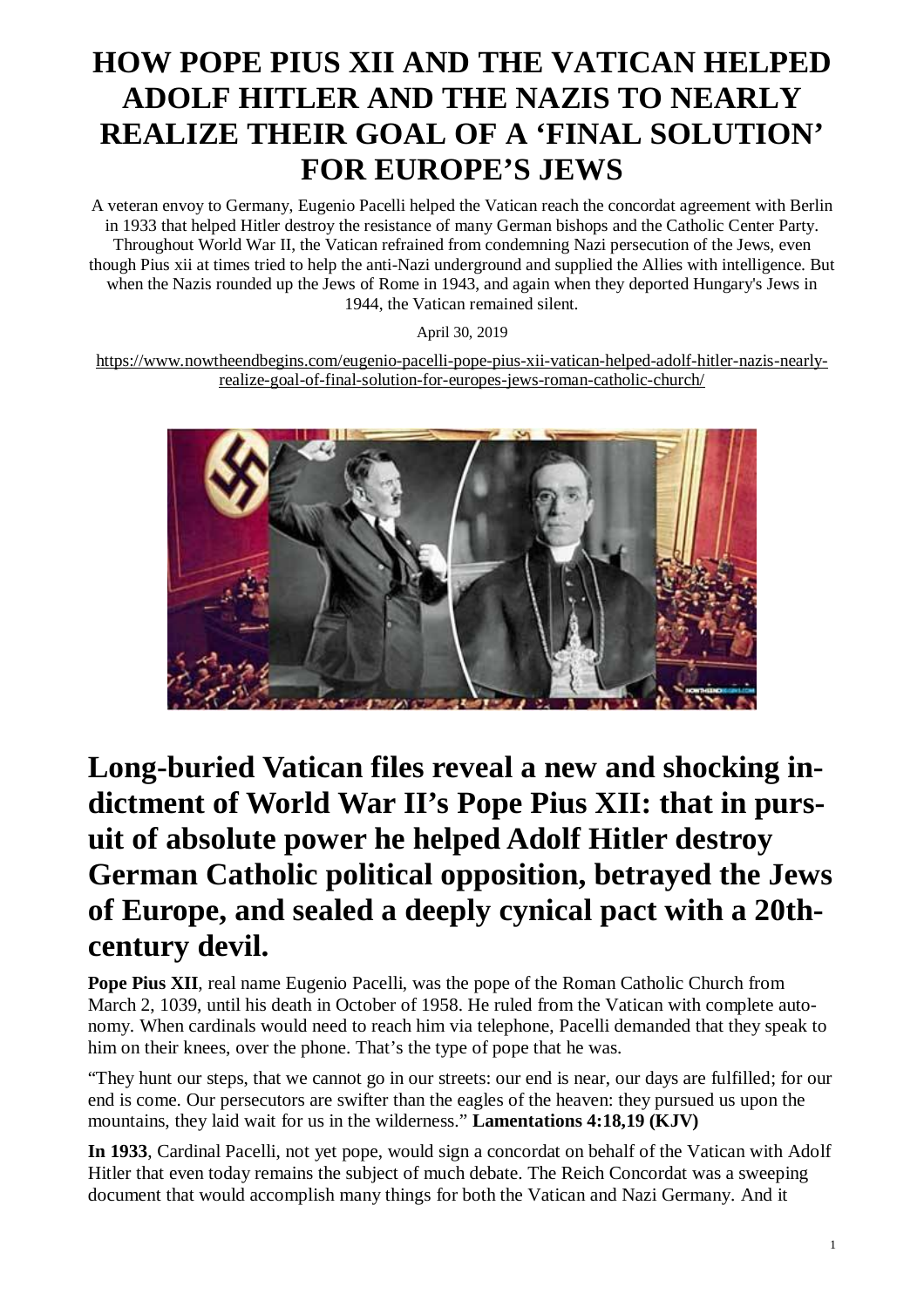# HOW POPE PIUS XII AND THE VATICAN HELPED ADOLF HITLER AND THE NAZIS TO NEARLY REALIZE THEIR GOAL OF A 'FINAL SOLUTION' FOR EUROPE'S JEWS

A veteran envoy to Germany, Eugenio Pacelli helped the Vatican reach the concordat agreement with Berlin in 1933 that helped Hitler destroy the resistance of many German bishops and the Catholic Center Party. Throughout World War II, the Vatican refrained from condemning Nazi persecution of the Jews, even though Pius xii at times tried to help the anti-Nazi underground and supplied the Allies with intelligence. But when the Nazis rounded up the Jews of Rome in 1943, and again when they deported Hungary's Jews in 1944, the Vatican remained silent.

April 30, 2019

https://www.nowtheendbegins.com/eugenio-pacelli-pope-pius-xii-vatican-helped-adolf-hitler-nazis-nearly-realize-goal-of-final-solution-for-europes-jews-roman-catholic-church/

## Long-buried Vatican files reveal a new and shocking indictment of World War II's Pope Pius XII: that in pursuit of absolute power he helped Adolf Hitler destroy German Catholic political opposition, betrayed the Jews of Europe, and sealed a deeply cynical pact with a 20th-century devil.

**Pope Pius XII**, real name Eugenio Pacelli, was the pope of the Roman Catholic Church from March 2, 1039, until his death in October of 1958. He ruled from the Vatican with complete autonomy. When cardinals would need to reach him via telephone, Pacelli demanded that they speak to him on their knees, over the phone. That's the type of pope that he was.

"They hunt our steps, that we cannot go in our streets: our end is near, our days are fulfilled; for our end is come. Our persecutors are swifter than the eagles of the heaven: they pursued us upon the mountains, they laid wait for us in the wilderness." **Lamentations 4:18,19 (KJV)**

**In 1933**, Cardinal Pacelli, not yet pope, would sign a concordat on behalf of the Vatican with Adolf Hitler that even today remains the subject of much debate. The Reich Concordat was a sweeping document that would accomplish many things for both the Vatican and Nazi Germany. And it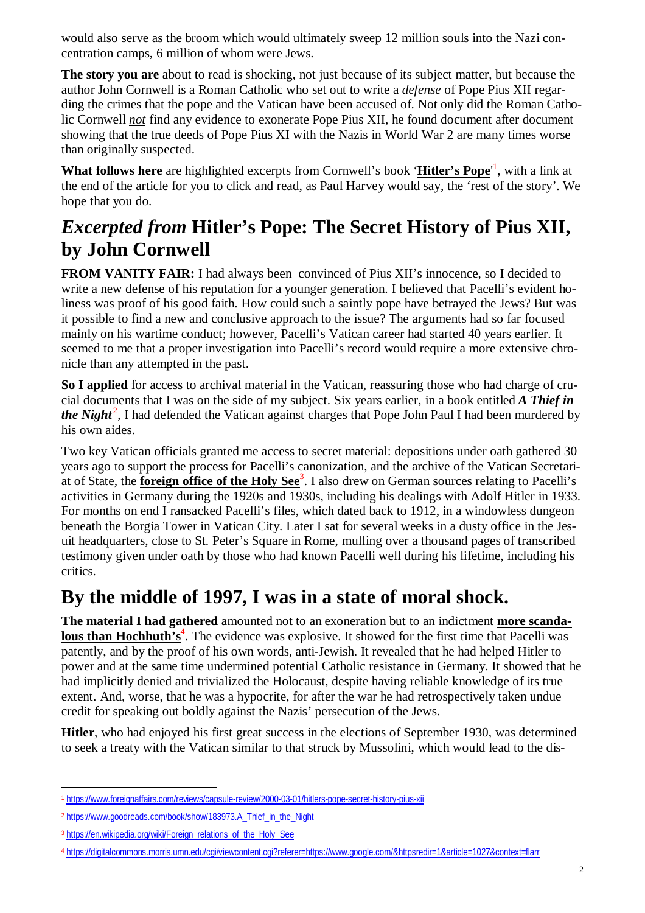would also serve as the broom which would ultimately sweep 12 million souls into the Nazi concentration camps, 6 million of whom were Jews.

**The story you are** about to read is shocking, not just because of its subject matter, but because the author John Cornwell is a Roman Catholic who set out to write a *defense* of Pope Pius XII regarding the crimes that the pope and the Vatican have been accused of. Not only did the Roman Catholic Cornwell *not* find any evidence to exonerate Pope Pius XII, he found document after document showing that the true deeds of Pope Pius XI with the Nazis in World War 2 are many times worse than originally suspected.

**What follows here** are highlighted excerpts from Cornwell's book '**Hitler's Pope**'[1], with a link at the end of the article for you to click and read, as Paul Harvey would say, the 'rest of the story'. We hope that you do.

## *Excerpted from* Hitler's Pope: The Secret History of Pius XII, by John Cornwell

**FROM VANITY FAIR:** I had always been convinced of Pius XII's innocence, so I decided to write a new defense of his reputation for a younger generation. I believed that Pacelli's evident holiness was proof of his good faith. How could such a saintly pope have betrayed the Jews? But was it possible to find a new and conclusive approach to the issue? The arguments had so far focused mainly on his wartime conduct; however, Pacelli's Vatican career had started 40 years earlier. It seemed to me that a proper investigation into Pacelli's record would require a more extensive chronicle than any attempted in the past.

**So I applied** for access to archival material in the Vatican, reassuring those who had charge of crucial documents that I was on the side of my subject. Six years earlier, in a book entitled ***A Thief in the Night***[2], I had defended the Vatican against charges that Pope John Paul I had been murdered by his own aides.

Two key Vatican officials granted me access to secret material: depositions under oath gathered 30 years ago to support the process for Pacelli's canonization, and the archive of the Vatican Secretariat of State, the **foreign office of the Holy See**[3]. I also drew on German sources relating to Pacelli's activities in Germany during the 1920s and 1930s, including his dealings with Adolf Hitler in 1933. For months on end I ransacked Pacelli's files, which dated back to 1912, in a windowless dungeon beneath the Borgia Tower in Vatican City. Later I sat for several weeks in a dusty office in the Jesuit headquarters, close to St. Peter's Square in Rome, mulling over a thousand pages of transcribed testimony given under oath by those who had known Pacelli well during his lifetime, including his critics.

## By the middle of 1997, I was in a state of moral shock.

**The material I had gathered** amounted not to an exoneration but to an indictment **more scandalous than Hochhuth's**[4]. The evidence was explosive. It showed for the first time that Pacelli was patently, and by the proof of his own words, anti-Jewish. It revealed that he had helped Hitler to power and at the same time undermined potential Catholic resistance in Germany. It showed that he had implicitly denied and trivialized the Holocaust, despite having reliable knowledge of its true extent. And, worse, that he was a hypocrite, for after the war he had retrospectively taken undue credit for speaking out boldly against the Nazis' persecution of the Jews.

**Hitler**, who had enjoyed his first great success in the elections of September 1930, was determined to seek a treaty with the Vatican similar to that struck by Mussolini, which would lead to the dis-

---

[1] https://www.foreignaffairs.com/reviews/capsule-review/2000-03-01/hitlers-pope-secret-history-pius-xii

[2] https://www.goodreads.com/book/show/183973.A_Thief_in_the_Night

[3] https://en.wikipedia.org/wiki/Foreign_relations_of_the_Holy_See

[4] https://digitalcommons.morris.umn.edu/cgi/viewcontent.cgi?referer=https://www.google.com/&httpsredir=1&article=1027&context=flarr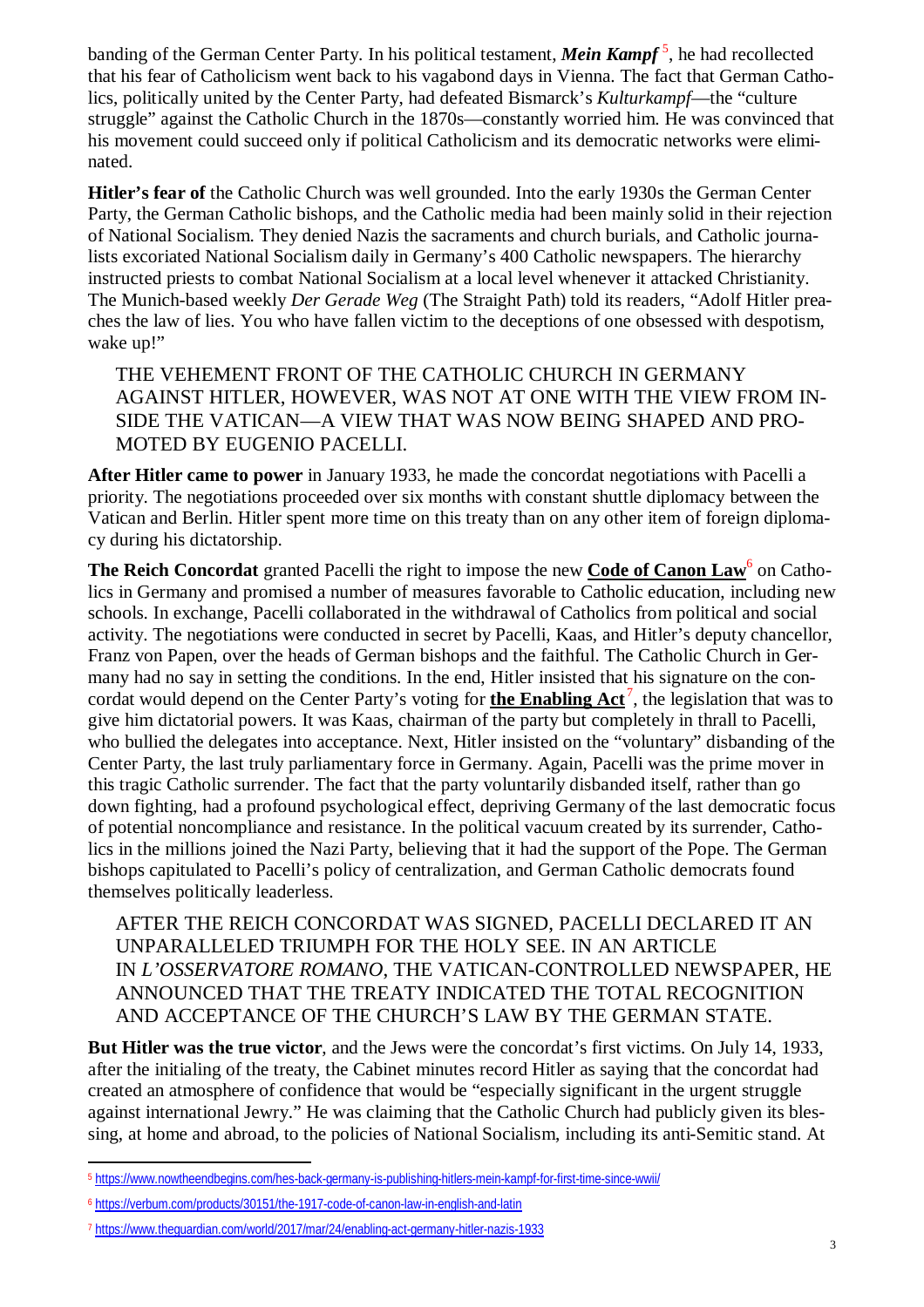banding of the German Center Party. In his political testament, ***Mein Kampf***[5], he had recollected that his fear of Catholicism went back to his vagabond days in Vienna. The fact that German Catholics, politically united by the Center Party, had defeated Bismarck's *Kulturkampf*—the "culture struggle" against the Catholic Church in the 1870s—constantly worried him. He was convinced that his movement could succeed only if political Catholicism and its democratic networks were eliminated.

**Hitler's fear of** the Catholic Church was well grounded. Into the early 1930s the German Center Party, the German Catholic bishops, and the Catholic media had been mainly solid in their rejection of National Socialism. They denied Nazis the sacraments and church burials, and Catholic journalists excoriated National Socialism daily in Germany's 400 Catholic newspapers. The hierarchy instructed priests to combat National Socialism at a local level whenever it attacked Christianity. The Munich-based weekly *Der Gerade Weg* (The Straight Path) told its readers, "Adolf Hitler preaches the law of lies. You who have fallen victim to the deceptions of one obsessed with despotism, wake up!"

> THE VEHEMENT FRONT OF THE CATHOLIC CHURCH IN GERMANY AGAINST HITLER, HOWEVER, WAS NOT AT ONE WITH THE VIEW FROM INSIDE THE VATICAN—A VIEW THAT WAS NOW BEING SHAPED AND PROMOTED BY EUGENIO PACELLI.

**After Hitler came to power** in January 1933, he made the concordat negotiations with Pacelli a priority. The negotiations proceeded over six months with constant shuttle diplomacy between the Vatican and Berlin. Hitler spent more time on this treaty than on any other item of foreign diplomacy during his dictatorship.

**The Reich Concordat** granted Pacelli the right to impose the new **Code of Canon Law**[6] on Catholics in Germany and promised a number of measures favorable to Catholic education, including new schools. In exchange, Pacelli collaborated in the withdrawal of Catholics from political and social activity. The negotiations were conducted in secret by Pacelli, Kaas, and Hitler's deputy chancellor, Franz von Papen, over the heads of German bishops and the faithful. The Catholic Church in Germany had no say in setting the conditions. In the end, Hitler insisted that his signature on the concordat would depend on the Center Party's voting for **the Enabling Act**[7], the legislation that was to give him dictatorial powers. It was Kaas, chairman of the party but completely in thrall to Pacelli, who bullied the delegates into acceptance. Next, Hitler insisted on the "voluntary" disbanding of the Center Party, the last truly parliamentary force in Germany. Again, Pacelli was the prime mover in this tragic Catholic surrender. The fact that the party voluntarily disbanded itself, rather than go down fighting, had a profound psychological effect, depriving Germany of the last democratic focus of potential noncompliance and resistance. In the political vacuum created by its surrender, Catholics in the millions joined the Nazi Party, believing that it had the support of the Pope. The German bishops capitulated to Pacelli's policy of centralization, and German Catholic democrats found themselves politically leaderless.

> AFTER THE REICH CONCORDAT WAS SIGNED, PACELLI DECLARED IT AN UNPARALLELED TRIUMPH FOR THE HOLY SEE. IN AN ARTICLE IN *L'OSSERVATORE ROMANO*, THE VATICAN-CONTROLLED NEWSPAPER, HE ANNOUNCED THAT THE TREATY INDICATED THE TOTAL RECOGNITION AND ACCEPTANCE OF THE CHURCH'S LAW BY THE GERMAN STATE.

**But Hitler was the true victor**, and the Jews were the concordat's first victims. On July 14, 1933, after the initialing of the treaty, the Cabinet minutes record Hitler as saying that the concordat had created an atmosphere of confidence that would be "especially significant in the urgent struggle against international Jewry." He was claiming that the Catholic Church had publicly given its blessing, at home and abroad, to the policies of National Socialism, including its anti-Semitic stand. At

---

[5] https://www.nowtheendbegins.com/hes-back-germany-is-publishing-hitlers-mein-kampf-for-first-time-since-wwii/

[6] https://verbum.com/products/30151/the-1917-code-of-canon-law-in-english-and-latin

[7] https://www.theguardian.com/world/2017/mar/24/enabling-act-germany-hitler-nazis-1933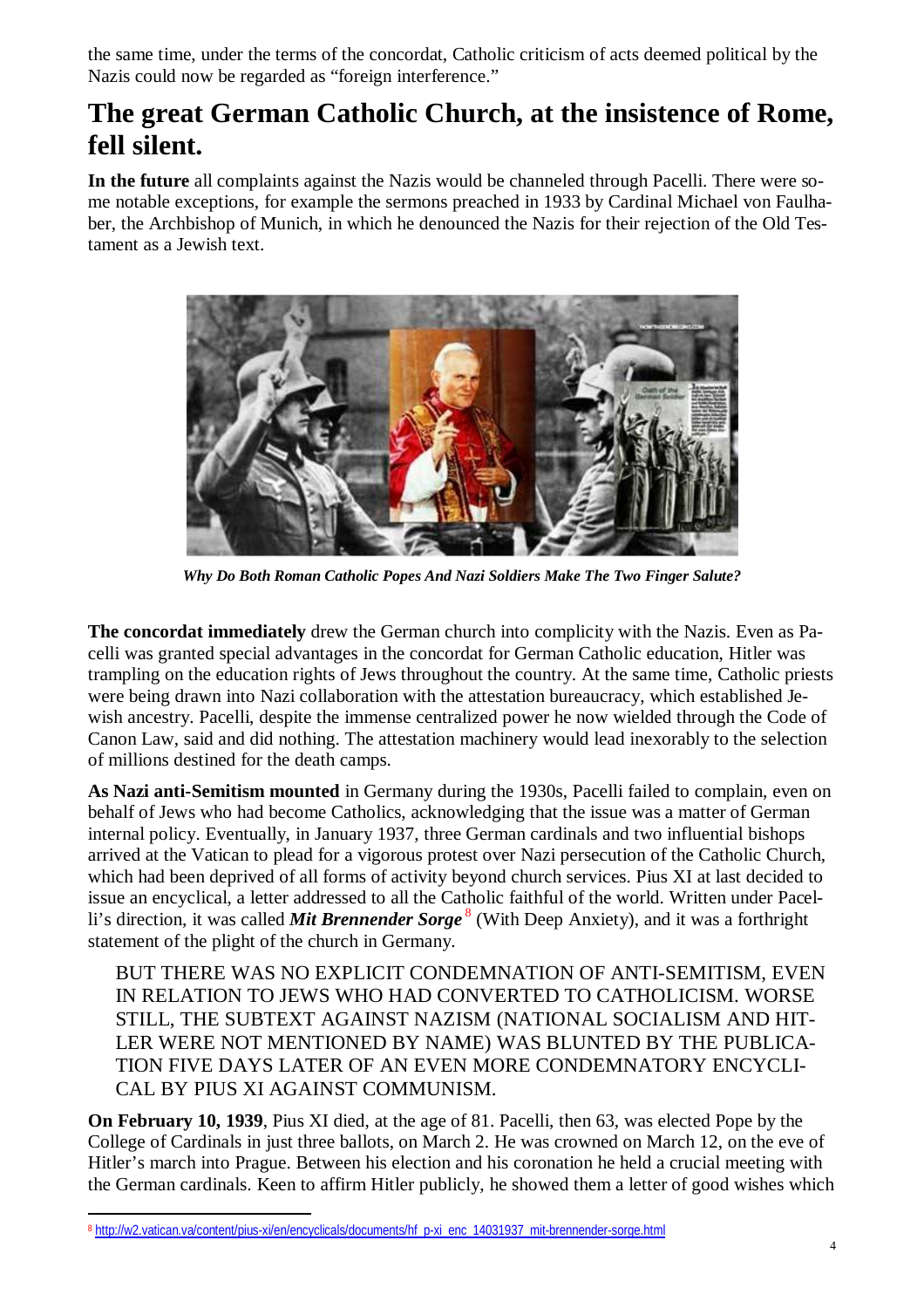the same time, under the terms of the concordat, Catholic criticism of acts deemed political by the Nazis could now be regarded as "foreign interference."

## The great German Catholic Church, at the insistence of Rome, fell silent.

**In the future** all complaints against the Nazis would be channeled through Pacelli. There were some notable exceptions, for example the sermons preached in 1933 by Cardinal Michael von Faulhaber, the Archbishop of Munich, in which he denounced the Nazis for their rejection of the Old Testament as a Jewish text.

***Why Do Both Roman Catholic Popes And Nazi Soldiers Make The Two Finger Salute?***

**The concordat immediately** drew the German church into complicity with the Nazis. Even as Pacelli was granted special advantages in the concordat for German Catholic education, Hitler was trampling on the education rights of Jews throughout the country. At the same time, Catholic priests were being drawn into Nazi collaboration with the attestation bureaucracy, which established Jewish ancestry. Pacelli, despite the immense centralized power he now wielded through the Code of Canon Law, said and did nothing. The attestation machinery would lead inexorably to the selection of millions destined for the death camps.

**As Nazi anti-Semitism mounted** in Germany during the 1930s, Pacelli failed to complain, even on behalf of Jews who had become Catholics, acknowledging that the issue was a matter of German internal policy. Eventually, in January 1937, three German cardinals and two influential bishops arrived at the Vatican to plead for a vigorous protest over Nazi persecution of the Catholic Church, which had been deprived of all forms of activity beyond church services. Pius XI at last decided to issue an encyclical, a letter addressed to all the Catholic faithful of the world. Written under Pacelli's direction, it was called ***Mit Brennender Sorge***[8] (With Deep Anxiety), and it was a forthright statement of the plight of the church in Germany.

> BUT THERE WAS NO EXPLICIT CONDEMNATION OF ANTI-SEMITISM, EVEN IN RELATION TO JEWS WHO HAD CONVERTED TO CATHOLICISM. WORSE STILL, THE SUBTEXT AGAINST NAZISM (NATIONAL SOCIALISM AND HITLER WERE NOT MENTIONED BY NAME) WAS BLUNTED BY THE PUBLICATION FIVE DAYS LATER OF AN EVEN MORE CONDEMNATORY ENCYCLICAL BY PIUS XI AGAINST COMMUNISM.

**On February 10, 1939**, Pius XI died, at the age of 81. Pacelli, then 63, was elected Pope by the College of Cardinals in just three ballots, on March 2. He was crowned on March 12, on the eve of Hitler's march into Prague. Between his election and his coronation he held a crucial meeting with the German cardinals. Keen to affirm Hitler publicly, he showed them a letter of good wishes which

---

[8] http://w2.vatican.va/content/pius-xi/en/encyclicals/documents/hf_p-xi_enc_14031937_mit-brennender-sorge.html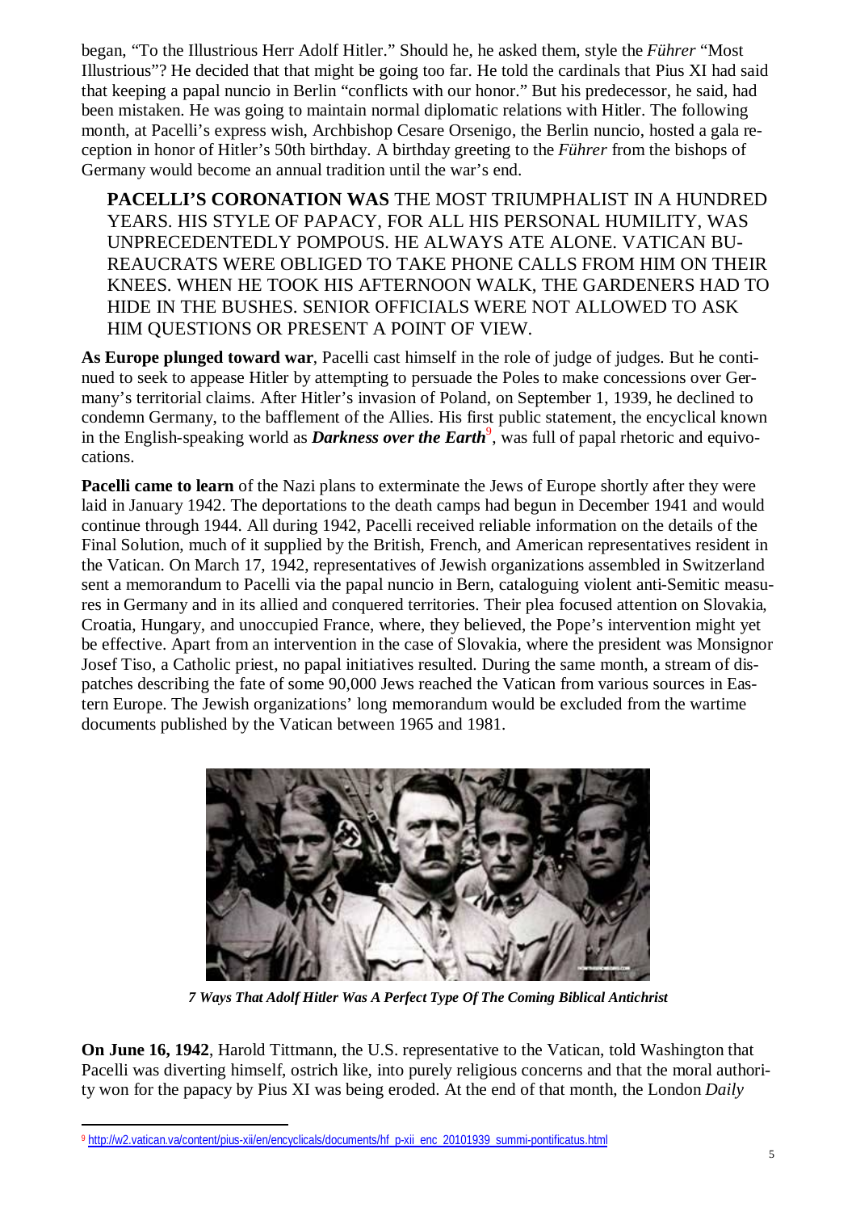began, "To the Illustrious Herr Adolf Hitler." Should he, he asked them, style the *Führer* "Most Illustrious"? He decided that that might be going too far. He told the cardinals that Pius XI had said that keeping a papal nuncio in Berlin "conflicts with our honor." But his predecessor, he said, had been mistaken. He was going to maintain normal diplomatic relations with Hitler. The following month, at Pacelli's express wish, Archbishop Cesare Orsenigo, the Berlin nuncio, hosted a gala reception in honor of Hitler's 50th birthday. A birthday greeting to the *Führer* from the bishops of Germany would become an annual tradition until the war's end.

> **PACELLI'S CORONATION WAS** THE MOST TRIUMPHALIST IN A HUNDRED YEARS. HIS STYLE OF PAPACY, FOR ALL HIS PERSONAL HUMILITY, WAS UNPRECEDENTEDLY POMPOUS. HE ALWAYS ATE ALONE. VATICAN BUREAUCRATS WERE OBLIGED TO TAKE PHONE CALLS FROM HIM ON THEIR KNEES. WHEN HE TOOK HIS AFTERNOON WALK, THE GARDENERS HAD TO HIDE IN THE BUSHES. SENIOR OFFICIALS WERE NOT ALLOWED TO ASK HIM QUESTIONS OR PRESENT A POINT OF VIEW.

**As Europe plunged toward war**, Pacelli cast himself in the role of judge of judges. But he continued to seek to appease Hitler by attempting to persuade the Poles to make concessions over Germany's territorial claims. After Hitler's invasion of Poland, on September 1, 1939, he declined to condemn Germany, to the bafflement of the Allies. His first public statement, the encyclical known in the English-speaking world as ***Darkness over the Earth***[9], was full of papal rhetoric and equivocations.

**Pacelli came to learn** of the Nazi plans to exterminate the Jews of Europe shortly after they were laid in January 1942. The deportations to the death camps had begun in December 1941 and would continue through 1944. All during 1942, Pacelli received reliable information on the details of the Final Solution, much of it supplied by the British, French, and American representatives resident in the Vatican. On March 17, 1942, representatives of Jewish organizations assembled in Switzerland sent a memorandum to Pacelli via the papal nuncio in Bern, cataloguing violent anti-Semitic measures in Germany and in its allied and conquered territories. Their plea focused attention on Slovakia, Croatia, Hungary, and unoccupied France, where, they believed, the Pope's intervention might yet be effective. Apart from an intervention in the case of Slovakia, where the president was Monsignor Josef Tiso, a Catholic priest, no papal initiatives resulted. During the same month, a stream of dispatches describing the fate of some 90,000 Jews reached the Vatican from various sources in Eastern Europe. The Jewish organizations' long memorandum would be excluded from the wartime documents published by the Vatican between 1965 and 1981.

*7 Ways That Adolf Hitler Was A Perfect Type Of The Coming Biblical Antichrist*

**On June 16, 1942**, Harold Tittmann, the U.S. representative to the Vatican, told Washington that Pacelli was diverting himself, ostrich like, into purely religious concerns and that the moral authority won for the papacy by Pius XI was being eroded. At the end of that month, the London *Daily*

---

[9] http://w2.vatican.va/content/pius-xii/en/encyclicals/documents/hf_p-xii_enc_20101939_summi-pontificatus.html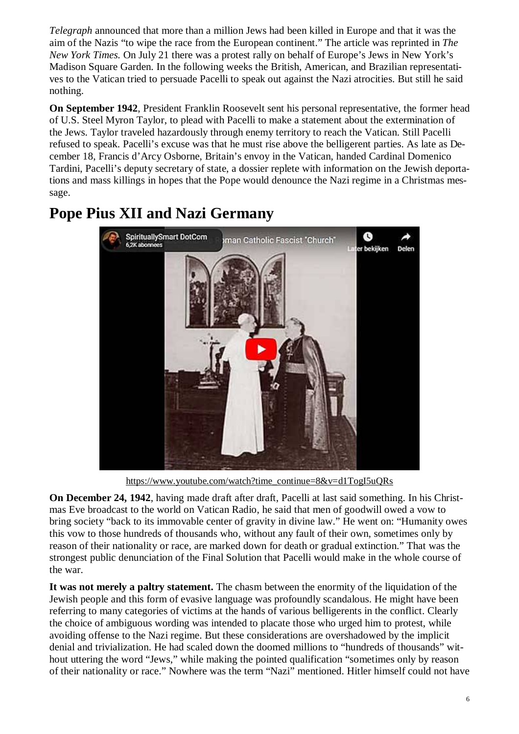*Telegraph* announced that more than a million Jews had been killed in Europe and that it was the aim of the Nazis "to wipe the race from the European continent." The article was reprinted in *The New York Times.* On July 21 there was a protest rally on behalf of Europe's Jews in New York's Madison Square Garden. In the following weeks the British, American, and Brazilian representatives to the Vatican tried to persuade Pacelli to speak out against the Nazi atrocities. But still he said nothing.

**On September 1942**, President Franklin Roosevelt sent his personal representative, the former head of U.S. Steel Myron Taylor, to plead with Pacelli to make a statement about the extermination of the Jews. Taylor traveled hazardously through enemy territory to reach the Vatican. Still Pacelli refused to speak. Pacelli's excuse was that he must rise above the belligerent parties. As late as December 18, Francis d'Arcy Osborne, Britain's envoy in the Vatican, handed Cardinal Domenico Tardini, Pacelli's deputy secretary of state, a dossier replete with information on the Jewish deportations and mass killings in hopes that the Pope would denounce the Nazi regime in a Christmas message.

## Pope Pius XII and Nazi Germany

https://www.youtube.com/watch?time_continue=8&v=d1TogI5uQRs

**On December 24, 1942**, having made draft after draft, Pacelli at last said something. In his Christmas Eve broadcast to the world on Vatican Radio, he said that men of goodwill owed a vow to bring society "back to its immovable center of gravity in divine law." He went on: "Humanity owes this vow to those hundreds of thousands who, without any fault of their own, sometimes only by reason of their nationality or race, are marked down for death or gradual extinction." That was the strongest public denunciation of the Final Solution that Pacelli would make in the whole course of the war.

**It was not merely a paltry statement.** The chasm between the enormity of the liquidation of the Jewish people and this form of evasive language was profoundly scandalous. He might have been referring to many categories of victims at the hands of various belligerents in the conflict. Clearly the choice of ambiguous wording was intended to placate those who urged him to protest, while avoiding offense to the Nazi regime. But these considerations are overshadowed by the implicit denial and trivialization. He had scaled down the doomed millions to "hundreds of thousands" without uttering the word "Jews," while making the pointed qualification "sometimes only by reason of their nationality or race." Nowhere was the term "Nazi" mentioned. Hitler himself could not have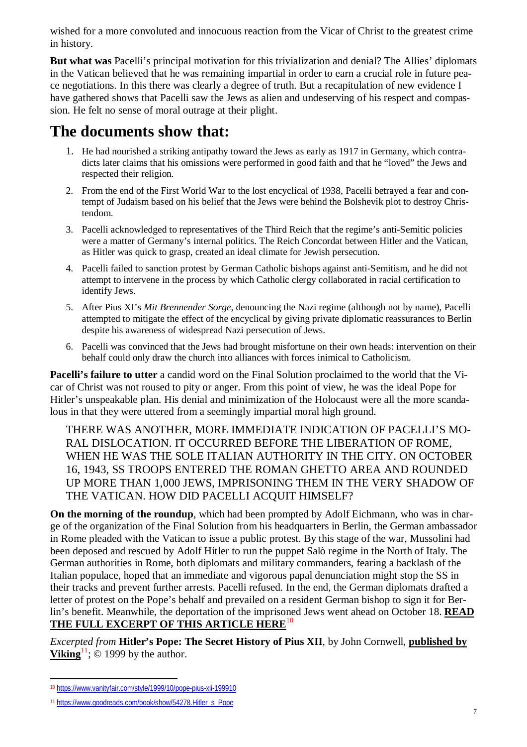wished for a more convoluted and innocuous reaction from the Vicar of Christ to the greatest crime in history.

**But what was** Pacelli's principal motivation for this trivialization and denial? The Allies' diplomats in the Vatican believed that he was remaining impartial in order to earn a crucial role in future peace negotiations. In this there was clearly a degree of truth. But a recapitulation of new evidence I have gathered shows that Pacelli saw the Jews as alien and undeserving of his respect and compassion. He felt no sense of moral outrage at their plight.

# The documents show that:

1. He had nourished a striking antipathy toward the Jews as early as 1917 in Germany, which contradicts later claims that his omissions were performed in good faith and that he "loved" the Jews and respected their religion.
2. From the end of the First World War to the lost encyclical of 1938, Pacelli betrayed a fear and contempt of Judaism based on his belief that the Jews were behind the Bolshevik plot to destroy Christendom.
3. Pacelli acknowledged to representatives of the Third Reich that the regime's anti-Semitic policies were a matter of Germany's internal politics. The Reich Concordat between Hitler and the Vatican, as Hitler was quick to grasp, created an ideal climate for Jewish persecution.
4. Pacelli failed to sanction protest by German Catholic bishops against anti-Semitism, and he did not attempt to intervene in the process by which Catholic clergy collaborated in racial certification to identify Jews.
5. After Pius XI's *Mit Brennender Sorge*, denouncing the Nazi regime (although not by name), Pacelli attempted to mitigate the effect of the encyclical by giving private diplomatic reassurances to Berlin despite his awareness of widespread Nazi persecution of Jews.
6. Pacelli was convinced that the Jews had brought misfortune on their own heads: intervention on their behalf could only draw the church into alliances with forces inimical to Catholicism.

**Pacelli's failure to utter** a candid word on the Final Solution proclaimed to the world that the Vicar of Christ was not roused to pity or anger. From this point of view, he was the ideal Pope for Hitler's unspeakable plan. His denial and minimization of the Holocaust were all the more scandalous in that they were uttered from a seemingly impartial moral high ground.

> THERE WAS ANOTHER, MORE IMMEDIATE INDICATION OF PACELLI'S MORAL DISLOCATION. IT OCCURRED BEFORE THE LIBERATION OF ROME, WHEN HE WAS THE SOLE ITALIAN AUTHORITY IN THE CITY. ON OCTOBER 16, 1943, SS TROOPS ENTERED THE ROMAN GHETTO AREA AND ROUNDED UP MORE THAN 1,000 JEWS, IMPRISONING THEM IN THE VERY SHADOW OF THE VATICAN. HOW DID PACELLI ACQUIT HIMSELF?

**On the morning of the roundup**, which had been prompted by Adolf Eichmann, who was in charge of the organization of the Final Solution from his headquarters in Berlin, the German ambassador in Rome pleaded with the Vatican to issue a public protest. By this stage of the war, Mussolini had been deposed and rescued by Adolf Hitler to run the puppet Salò regime in the North of Italy. The German authorities in Rome, both diplomats and military commanders, fearing a backlash of the Italian populace, hoped that an immediate and vigorous papal denunciation might stop the SS in their tracks and prevent further arrests. Pacelli refused. In the end, the German diplomats drafted a letter of protest on the Pope's behalf and prevailed on a resident German bishop to sign it for Berlin's benefit. Meanwhile, the deportation of the imprisoned Jews went ahead on October 18. **READ THE FULL EXCERPT OF THIS ARTICLE HERE**[10]

*Excerpted from* **Hitler's Pope: The Secret History of Pius XII**, by John Cornwell, **published by Viking**[11]; © 1999 by the author.

---

[10] https://www.vanityfair.com/style/1999/10/pope-pius-xii-199910

[11] https://www.goodreads.com/book/show/54278.Hitler_s_Pope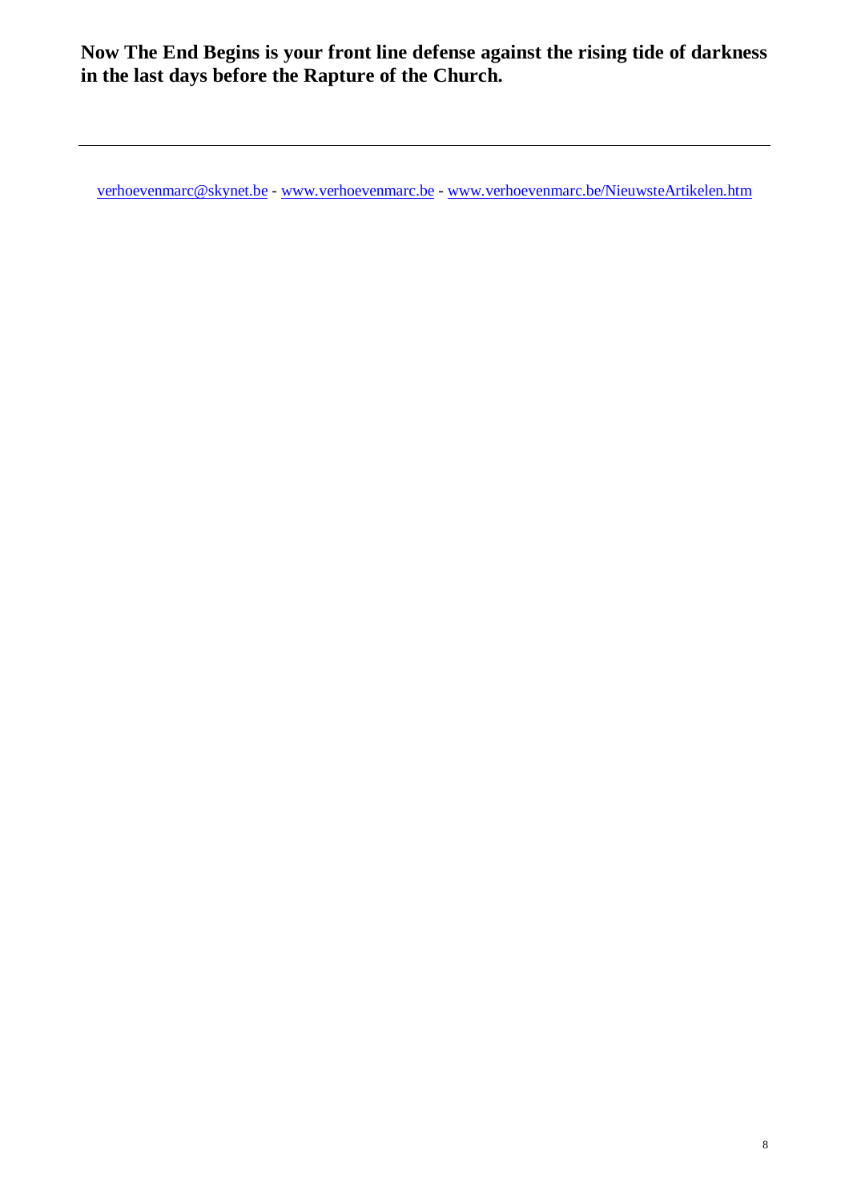**Now The End Begins is your front line defense against the rising tide of darkness in the last days before the Rapture of the Church.**

---

verhoevenmarc@skynet.be - www.verhoevenmarc.be - www.verhoevenmarc.be/NieuwsteArtikelen.htm